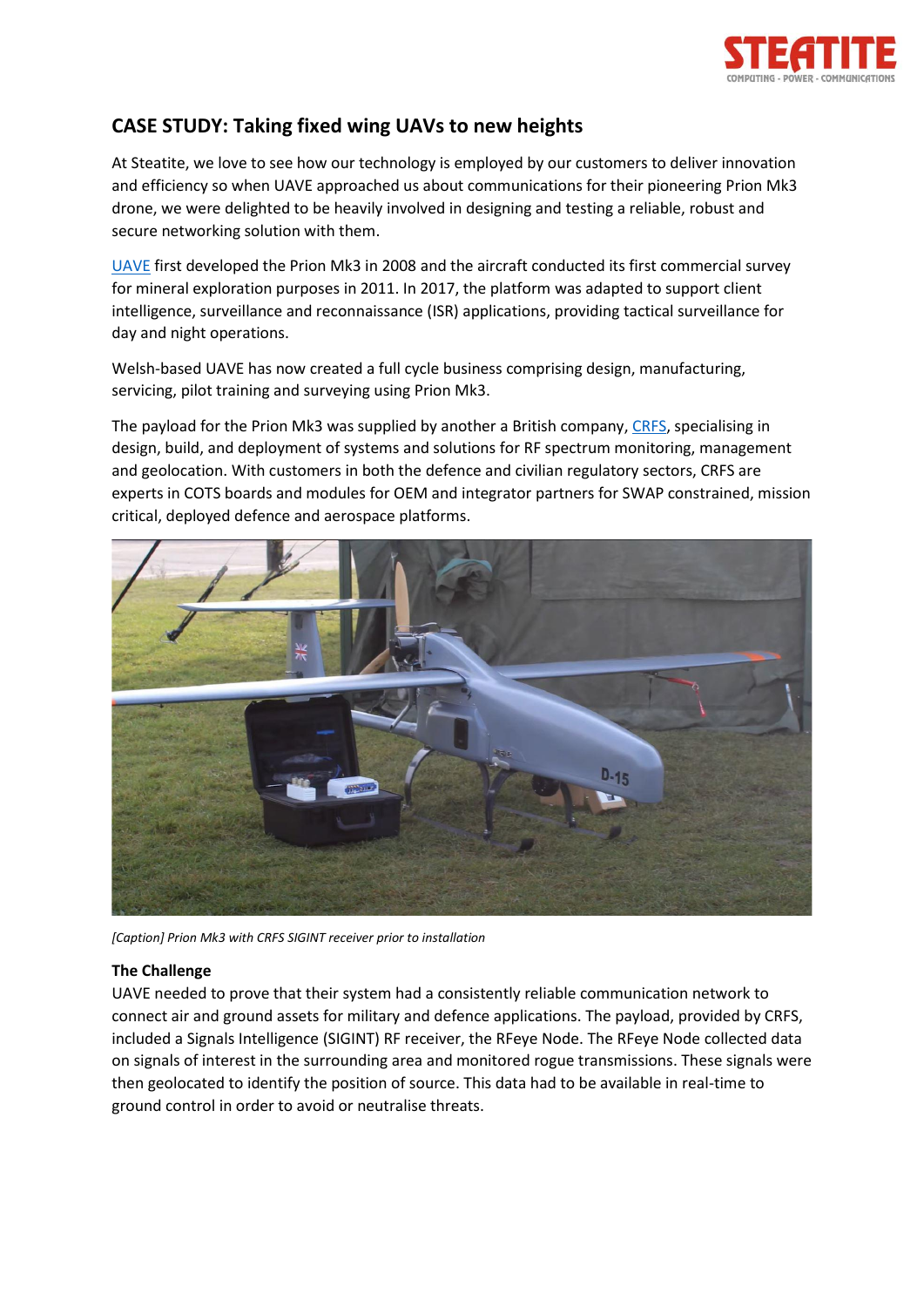# CASE STUDY: Taking fixed wing UAVs to new heights

At Steatite, we love to see how our technology is employed by our customers to deliver innovation and efficiency so when UAVE approached us about communications for their pioneering Prion Mk3 drone, we were delighted to be heavily involved in designing and testing a reliable, robust and secure networking solution with them.

UAVE first developed the Prion Mk3 in 2008 and the aircraft conducted its first commercial survey for mineral exploration purposes in 2011. In 2017, the platform was adapted to support client intelligence, surveillance and reconnaissance (ISR) applications, providing tactical surveillance for day and night operations.

Welsh-based UAVE has now created a full cycle business comprising design, manufacturing, servicing, pilot training and surveying using Prion Mk3.

The payload for the Prion Mk3 was supplied by another a British company, CRFS, specialising in design, build, and deployment of systems and solutions for RF spectrum monitoring, management and geolocation. With customers in both the defence and civilian regulatory sectors, CRFS are experts in COTS boards and modules for OEM and integrator partners for SWAP constrained, mission critical, deployed defence and aerospace platforms.

*[Caption] Prion Mk3 with CRFS SIGINT receiver prior to installation*

**The Challenge**

UAVE needed to prove that their system had a consistently reliable communication network to connect air and ground assets for military and defence applications. The payload, provided by CRFS, included a Signals Intelligence (SIGINT) RF receiver, the RFeye Node. The RFeye Node collected data on signals of interest in the surrounding area and monitored rogue transmissions. These signals were then geolocated to identify the position of source. This data had to be available in real-time to ground control in order to avoid or neutralise threats.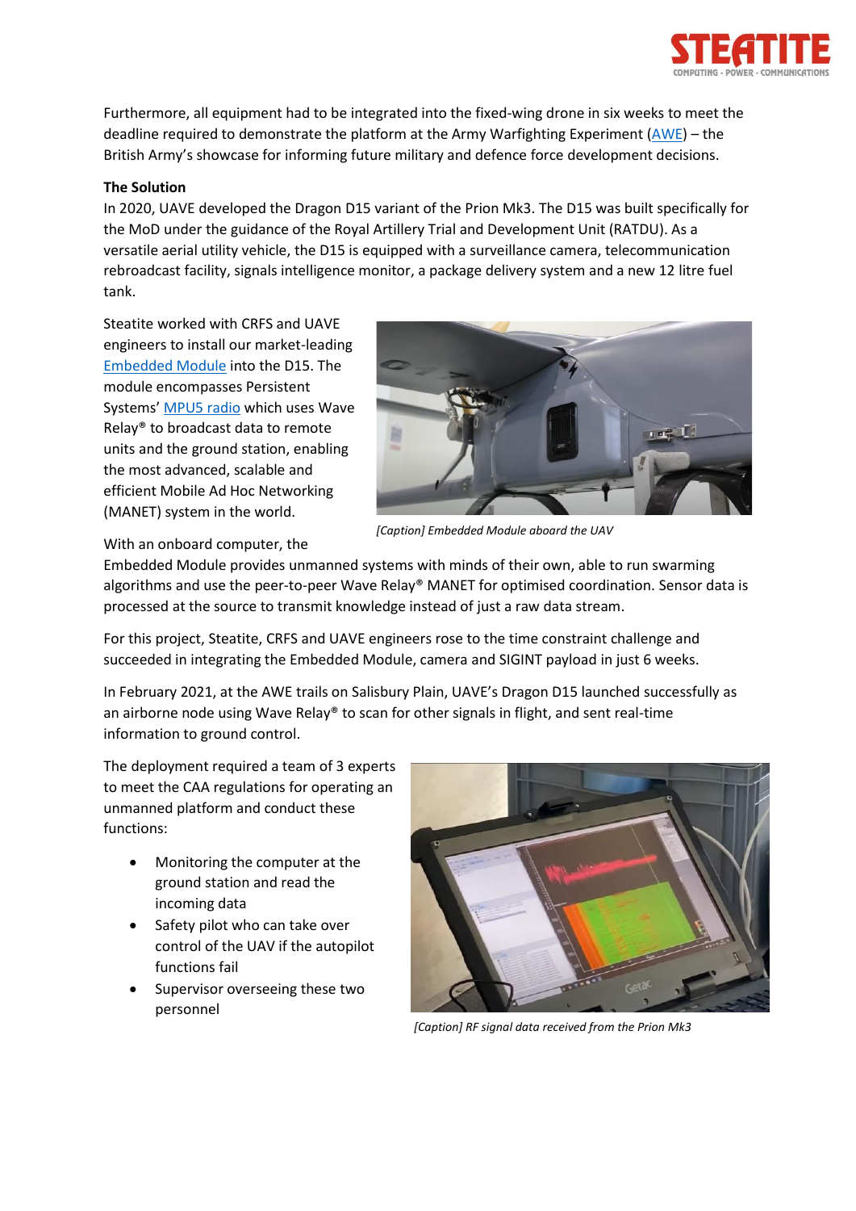Furthermore, all equipment had to be integrated into the fixed-wing drone in six weeks to meet the deadline required to demonstrate the platform at the Army Warfighting Experiment (AWE) – the British Army's showcase for informing future military and defence force development decisions.

**The Solution**

In 2020, UAVE developed the Dragon D15 variant of the Prion Mk3. The D15 was built specifically for the MoD under the guidance of the Royal Artillery Trial and Development Unit (RATDU). As a versatile aerial utility vehicle, the D15 is equipped with a surveillance camera, telecommunication rebroadcast facility, signals intelligence monitor, a package delivery system and a new 12 litre fuel tank.

Steatite worked with CRFS and UAVE engineers to install our market-leading Embedded Module into the D15. The module encompasses Persistent Systems' MPU5 radio which uses Wave Relay® to broadcast data to remote units and the ground station, enabling the most advanced, scalable and efficient Mobile Ad Hoc Networking (MANET) system in the world.

*[Caption] Embedded Module aboard the UAV*

With an onboard computer, the Embedded Module provides unmanned systems with minds of their own, able to run swarming algorithms and use the peer-to-peer Wave Relay® MANET for optimised coordination. Sensor data is processed at the source to transmit knowledge instead of just a raw data stream.

For this project, Steatite, CRFS and UAVE engineers rose to the time constraint challenge and succeeded in integrating the Embedded Module, camera and SIGINT payload in just 6 weeks.

In February 2021, at the AWE trails on Salisbury Plain, UAVE's Dragon D15 launched successfully as an airborne node using Wave Relay® to scan for other signals in flight, and sent real-time information to ground control.

The deployment required a team of 3 experts to meet the CAA regulations for operating an unmanned platform and conduct these functions:

- Monitoring the computer at the ground station and read the incoming data
- Safety pilot who can take over control of the UAV if the autopilot functions fail
- Supervisor overseeing these two personnel

*[Caption] RF signal data received from the Prion Mk3*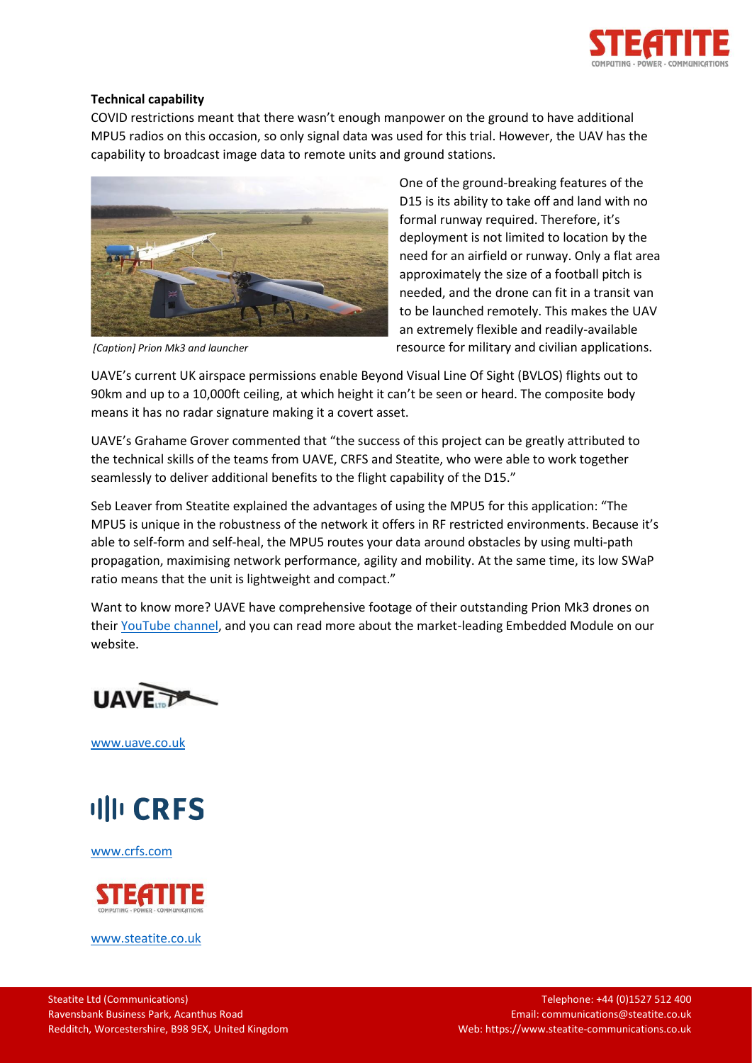**Technical capability**

COVID restrictions meant that there wasn't enough manpower on the ground to have additional MPU5 radios on this occasion, so only signal data was used for this trial. However, the UAV has the capability to broadcast image data to remote units and ground stations.

*[Caption] Prion Mk3 and launcher*

One of the ground-breaking features of the D15 is its ability to take off and land with no formal runway required. Therefore, it's deployment is not limited to location by the need for an airfield or runway. Only a flat area approximately the size of a football pitch is needed, and the drone can fit in a transit van to be launched remotely. This makes the UAV an extremely flexible and readily-available resource for military and civilian applications.

UAVE's current UK airspace permissions enable Beyond Visual Line Of Sight (BVLOS) flights out to 90km and up to a 10,000ft ceiling, at which height it can't be seen or heard. The composite body means it has no radar signature making it a covert asset.

UAVE's Grahame Grover commented that "the success of this project can be greatly attributed to the technical skills of the teams from UAVE, CRFS and Steatite, who were able to work together seamlessly to deliver additional benefits to the flight capability of the D15."

Seb Leaver from Steatite explained the advantages of using the MPU5 for this application: "The MPU5 is unique in the robustness of the network it offers in RF restricted environments. Because it's able to self-form and self-heal, the MPU5 routes your data around obstacles by using multi-path propagation, maximising network performance, agility and mobility. At the same time, its low SWaP ratio means that the unit is lightweight and compact."

Want to know more? UAVE have comprehensive footage of their outstanding Prion Mk3 drones on their YouTube channel, and you can read more about the market-leading Embedded Module on our website.

UAVE LTD

www.uave.co.uk

CRFS

www.crfs.com

STEATITE

www.steatite.co.uk

Steatite Ltd (Communications)
Ravensbank Business Park, Acanthus Road
Redditch, Worcestershire, B98 9EX, United Kingdom

Telephone: +44 (0)1527 512 400
Email: communications@steatite.co.uk
Web: https://www.steatite-communications.co.uk